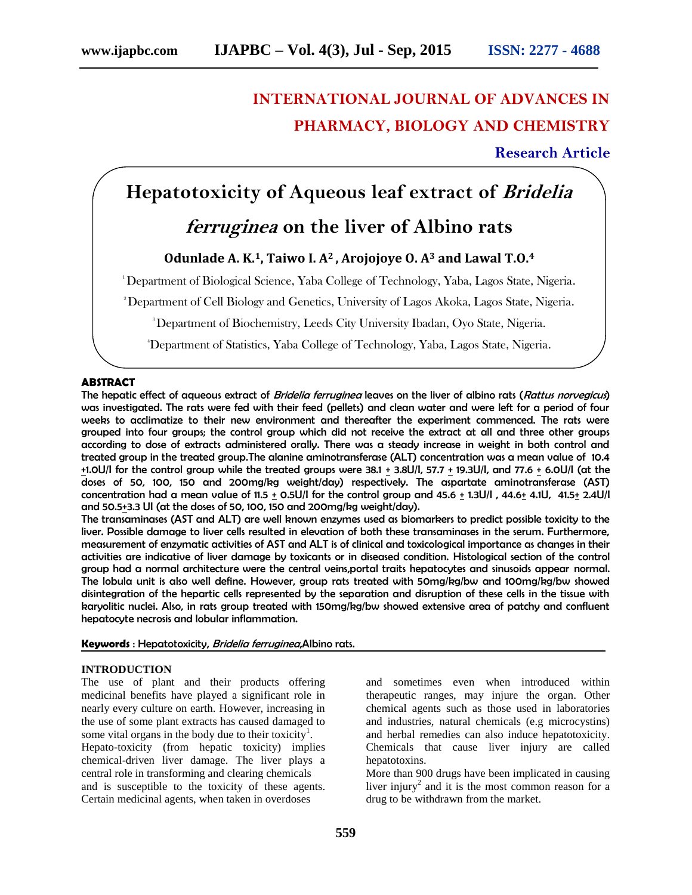# INTERNATIONAL JOURNAL OF ADVANCES IN PHARMACY, BIOLOGY AND CHEMISTRY

**Research Article**

# Hepatotoxicity of Aqueous leaf extract of *Bridelia ferruginea* on the liver of Albino rats

**Odunlade A. K.[1], Taiwo I. A[2], Arojojoye O. A[3] and Lawal T.O.[4]**

[1]Department of Biological Science, Yaba College of Technology, Yaba, Lagos State, Nigeria.

[2]Department of Cell Biology and Genetics, University of Lagos Akoka, Lagos State, Nigeria.

[3]Department of Biochemistry, Leeds City University Ibadan, Oyo State, Nigeria.

[4]Department of Statistics, Yaba College of Technology, Yaba, Lagos State, Nigeria.

## ABSTRACT

**The hepatic effect of aqueous extract of *Bridelia ferruginea* leaves on the liver of albino rats (*Rattus norvegicus*) was investigated. The rats were fed with their feed (pellets) and clean water and were left for a period of four weeks to acclimatize to their new environment and thereafter the experiment commenced. The rats were grouped into four groups; the control group which did not receive the extract at all and three other groups according to dose of extracts administered orally. There was a steady increase in weight in both control and treated group in the treated group.The alanine aminotransferase (ALT) concentration was a mean value of 10.4 ±1.0U/l for the control group while the treated groups were 38.1 ± 3.8U/l, 57.7 ± 19.3U/l, and 77.6 ± 6.0U/l (at the doses of 50, 100, 150 and 200mg/kg weight/day) respectively. The aspartate aminotransferase (AST) concentration had a mean value of 11.5 ± 0.5U/l for the control group and 45.6 ± 1.3U/l , 44.6± 4.1U, 41.5± 2.4U/l and 50.5±3.3 Ul (at the doses of 50, 100, 150 and 200mg/kg weight/day).**

**The transaminases (AST and ALT) are well known enzymes used as biomarkers to predict possible toxicity to the liver. Possible damage to liver cells resulted in elevation of both these transaminases in the serum. Furthermore, measurement of enzymatic activities of AST and ALT is of clinical and toxicological importance as changes in their activities are indicative of liver damage by toxicants or in diseased condition. Histological section of the control group had a normal architecture were the central veins,portal traits hepatocytes and sinusoids appear normal. The lobula unit is also well define. However, group rats treated with 50mg/kg/bw and 100mg/kg/bw showed disintegration of the hepartic cells represented by the separation and disruption of these cells in the tissue with karyolitic nuclei. Also, in rats group treated with 150mg/kg/bw showed extensive area of patchy and confluent hepatocyte necrosis and lobular inflammation.**

**Keywords** : Hepatotoxicity, *Bridelia ferruginea*,Albino rats.

## INTRODUCTION

The use of plant and their products offering medicinal benefits have played a significant role in nearly every culture on earth. However, increasing in the use of some plant extracts has caused damaged to some vital organs in the body due to their toxicity[1].

Hepato-toxicity (from hepatic toxicity) implies chemical-driven liver damage. The liver plays a central role in transforming and clearing chemicals and is susceptible to the toxicity of these agents. Certain medicinal agents, when taken in overdoses and sometimes even when introduced within therapeutic ranges, may injure the organ. Other chemical agents such as those used in laboratories and industries, natural chemicals (e.g microcystins) and herbal remedies can also induce hepatotoxicity. Chemicals that cause liver injury are called hepatotoxins.

More than 900 drugs have been implicated in causing liver injury[2] and it is the most common reason for a drug to be withdrawn from the market.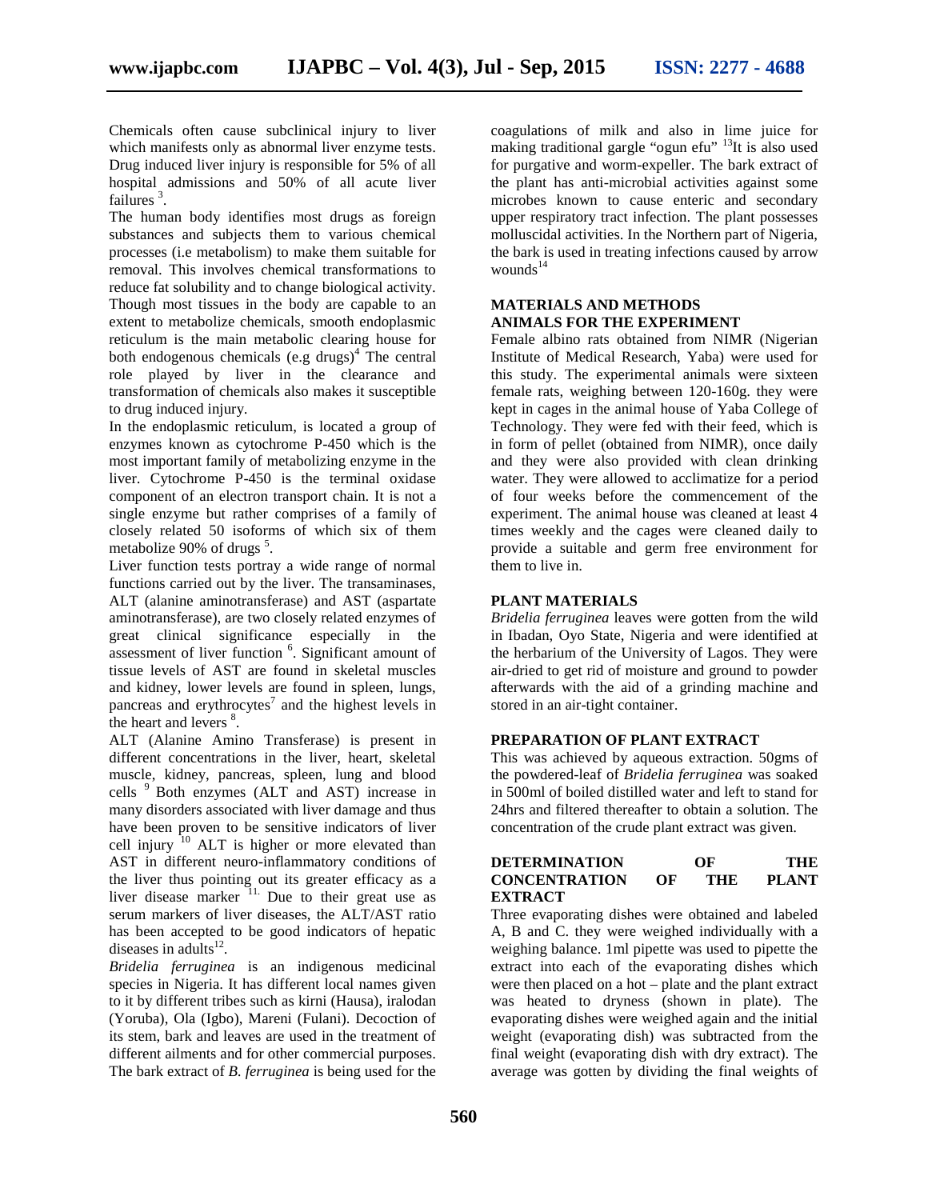Chemicals often cause subclinical injury to liver which manifests only as abnormal liver enzyme tests. Drug induced liver injury is responsible for 5% of all hospital admissions and 50% of all acute liver failures [3].

The human body identifies most drugs as foreign substances and subjects them to various chemical processes (i.e metabolism) to make them suitable for removal. This involves chemical transformations to reduce fat solubility and to change biological activity. Though most tissues in the body are capable to an extent to metabolize chemicals, smooth endoplasmic reticulum is the main metabolic clearing house for both endogenous chemicals (e.g drugs)[4] The central role played by liver in the clearance and transformation of chemicals also makes it susceptible to drug induced injury.

In the endoplasmic reticulum, is located a group of enzymes known as cytochrome P-450 which is the most important family of metabolizing enzyme in the liver. Cytochrome P-450 is the terminal oxidase component of an electron transport chain. It is not a single enzyme but rather comprises of a family of closely related 50 isoforms of which six of them metabolize 90% of drugs [5].

Liver function tests portray a wide range of normal functions carried out by the liver. The transaminases, ALT (alanine aminotransferase) and AST (aspartate aminotransferase), are two closely related enzymes of great clinical significance especially in the assessment of liver function [6]. Significant amount of tissue levels of AST are found in skeletal muscles and kidney, lower levels are found in spleen, lungs, pancreas and erythrocytes[7] and the highest levels in the heart and levers [8].

ALT (Alanine Amino Transferase) is present in different concentrations in the liver, heart, skeletal muscle, kidney, pancreas, spleen, lung and blood cells [9] Both enzymes (ALT and AST) increase in many disorders associated with liver damage and thus have been proven to be sensitive indicators of liver cell injury [10] ALT is higher or more elevated than AST in different neuro-inflammatory conditions of the liver thus pointing out its greater efficacy as a liver disease marker [11.] Due to their great use as serum markers of liver diseases, the ALT/AST ratio has been accepted to be good indicators of hepatic diseases in adults[12].

*Bridelia ferruginea* is an indigenous medicinal species in Nigeria. It has different local names given to it by different tribes such as kirni (Hausa), iralodan (Yoruba), Ola (Igbo), Mareni (Fulani). Decoction of its stem, bark and leaves are used in the treatment of different ailments and for other commercial purposes. The bark extract of *B. ferruginea* is being used for the coagulations of milk and also in lime juice for making traditional gargle "ogun efu" [13]It is also used for purgative and worm-expeller. The bark extract of the plant has anti-microbial activities against some microbes known to cause enteric and secondary upper respiratory tract infection. The plant possesses molluscidal activities. In the Northern part of Nigeria, the bark is used in treating infections caused by arrow wounds[14]

## MATERIALS AND METHODS

### ANIMALS FOR THE EXPERIMENT

Female albino rats obtained from NIMR (Nigerian Institute of Medical Research, Yaba) were used for this study. The experimental animals were sixteen female rats, weighing between 120-160g. they were kept in cages in the animal house of Yaba College of Technology. They were fed with their feed, which is in form of pellet (obtained from NIMR), once daily and they were also provided with clean drinking water. They were allowed to acclimatize for a period of four weeks before the commencement of the experiment. The animal house was cleaned at least 4 times weekly and the cages were cleaned daily to provide a suitable and germ free environment for them to live in.

### PLANT MATERIALS

*Bridelia ferruginea* leaves were gotten from the wild in Ibadan, Oyo State, Nigeria and were identified at the herbarium of the University of Lagos. They were air-dried to get rid of moisture and ground to powder afterwards with the aid of a grinding machine and stored in an air-tight container.

### PREPARATION OF PLANT EXTRACT

This was achieved by aqueous extraction. 50gms of the powdered-leaf of *Bridelia ferruginea* was soaked in 500ml of boiled distilled water and left to stand for 24hrs and filtered thereafter to obtain a solution. The concentration of the crude plant extract was given.

### DETERMINATION OF THE CONCENTRATION OF THE PLANT EXTRACT

Three evaporating dishes were obtained and labeled A, B and C. they were weighed individually with a weighing balance. 1ml pipette was used to pipette the extract into each of the evaporating dishes which were then placed on a hot – plate and the plant extract was heated to dryness (shown in plate). The evaporating dishes were weighed again and the initial weight (evaporating dish) was subtracted from the final weight (evaporating dish with dry extract). The average was gotten by dividing the final weights of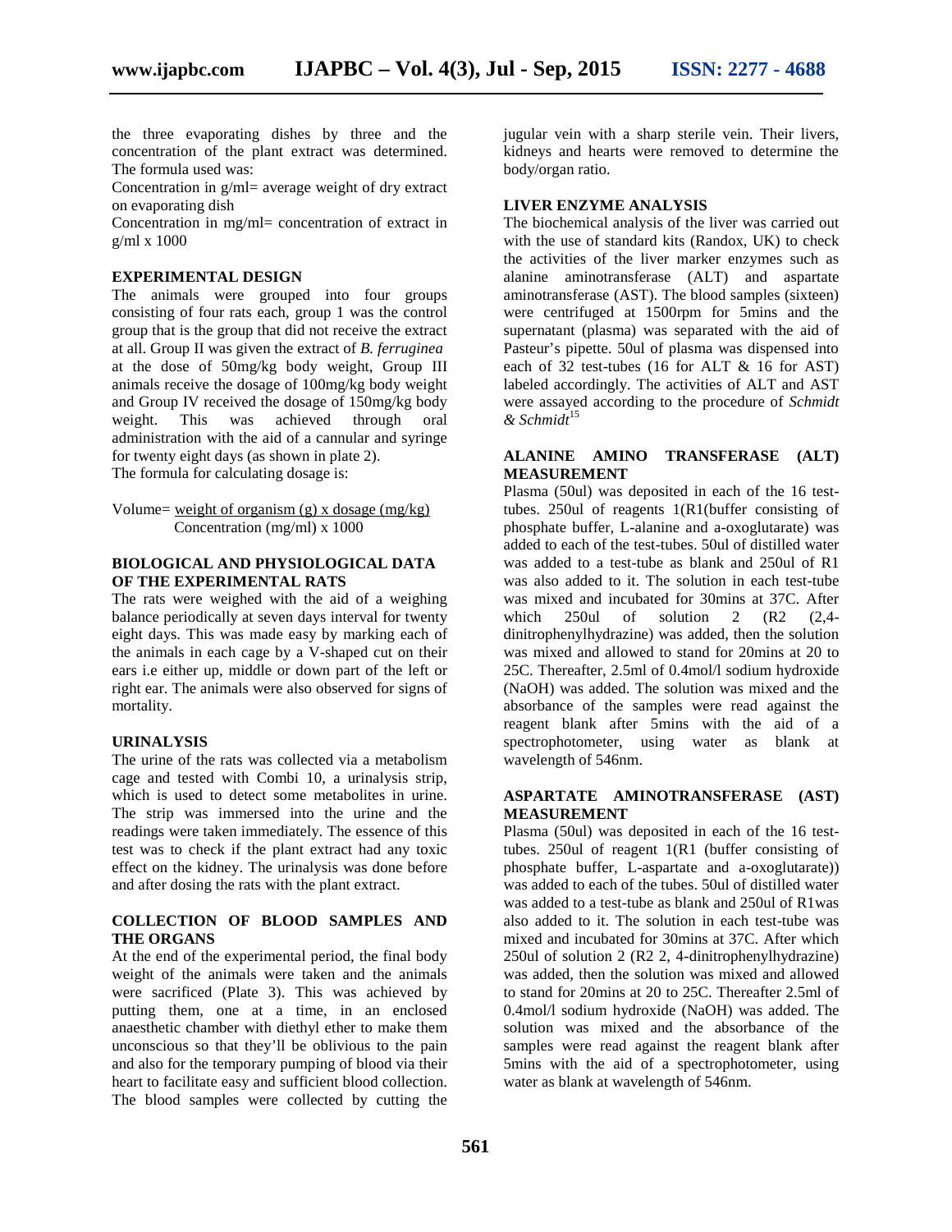the three evaporating dishes by three and the concentration of the plant extract was determined. The formula used was:

Concentration in g/ml= average weight of dry extract on evaporating dish

Concentration in mg/ml= concentration of extract in g/ml x 1000

## EXPERIMENTAL DESIGN

The animals were grouped into four groups consisting of four rats each, group 1 was the control group that is the group that did not receive the extract at all. Group II was given the extract of *B. ferruginea* at the dose of 50mg/kg body weight, Group III animals receive the dosage of 100mg/kg body weight and Group IV received the dosage of 150mg/kg body weight. This was achieved through oral administration with the aid of a cannular and syringe for twenty eight days (as shown in plate 2).

The formula for calculating dosage is:

$$\text{Volume} = \frac{\text{weight of organism (g)} \times \text{dosage (mg/kg)}}{\text{Concentration (mg/ml)} \times 1000}$$

## BIOLOGICAL AND PHYSIOLOGICAL DATA OF THE EXPERIMENTAL RATS

The rats were weighed with the aid of a weighing balance periodically at seven days interval for twenty eight days. This was made easy by marking each of the animals in each cage by a V-shaped cut on their ears i.e either up, middle or down part of the left or right ear. The animals were also observed for signs of mortality.

## URINALYSIS

The urine of the rats was collected via a metabolism cage and tested with Combi 10, a urinalysis strip, which is used to detect some metabolites in urine. The strip was immersed into the urine and the readings were taken immediately. The essence of this test was to check if the plant extract had any toxic effect on the kidney. The urinalysis was done before and after dosing the rats with the plant extract.

## COLLECTION OF BLOOD SAMPLES AND THE ORGANS

At the end of the experimental period, the final body weight of the animals were taken and the animals were sacrificed (Plate 3). This was achieved by putting them, one at a time, in an enclosed anaesthetic chamber with diethyl ether to make them unconscious so that they'll be oblivious to the pain and also for the temporary pumping of blood via their heart to facilitate easy and sufficient blood collection. The blood samples were collected by cutting the jugular vein with a sharp sterile vein. Their livers, kidneys and hearts were removed to determine the body/organ ratio.

## LIVER ENZYME ANALYSIS

The biochemical analysis of the liver was carried out with the use of standard kits (Randox, UK) to check the activities of the liver marker enzymes such as alanine aminotransferase (ALT) and aspartate aminotransferase (AST). The blood samples (sixteen) were centrifuged at 1500rpm for 5mins and the supernatant (plasma) was separated with the aid of Pasteur's pipette. 50ul of plasma was dispensed into each of 32 test-tubes (16 for ALT & 16 for AST) labeled accordingly. The activities of ALT and AST were assayed according to the procedure of *Schmidt & Schmidt*[15]

## ALANINE AMINO TRANSFERASE (ALT) MEASUREMENT

Plasma (50ul) was deposited in each of the 16 test-tubes. 250ul of reagents 1(R1(buffer consisting of phosphate buffer, L-alanine and a-oxoglutarate) was added to each of the test-tubes. 50ul of distilled water was added to a test-tube as blank and 250ul of R1 was also added to it. The solution in each test-tube was mixed and incubated for 30mins at 37C. After which 250ul of solution 2 (R2 (2,4-dinitrophenylhydrazine) was added, then the solution was mixed and allowed to stand for 20mins at 20 to 25C. Thereafter, 2.5ml of 0.4mol/l sodium hydroxide (NaOH) was added. The solution was mixed and the absorbance of the samples were read against the reagent blank after 5mins with the aid of a spectrophotometer, using water as blank at wavelength of 546nm.

## ASPARTATE AMINOTRANSFERASE (AST) MEASUREMENT

Plasma (50ul) was deposited in each of the 16 test-tubes. 250ul of reagent 1(R1 (buffer consisting of phosphate buffer, L-aspartate and a-oxoglutarate)) was added to each of the tubes. 50ul of distilled water was added to a test-tube as blank and 250ul of R1was also added to it. The solution in each test-tube was mixed and incubated for 30mins at 37C. After which 250ul of solution 2 (R2 2, 4-dinitrophenylhydrazine) was added, then the solution was mixed and allowed to stand for 20mins at 20 to 25C. Thereafter 2.5ml of 0.4mol/l sodium hydroxide (NaOH) was added. The solution was mixed and the absorbance of the samples were read against the reagent blank after 5mins with the aid of a spectrophotometer, using water as blank at wavelength of 546nm.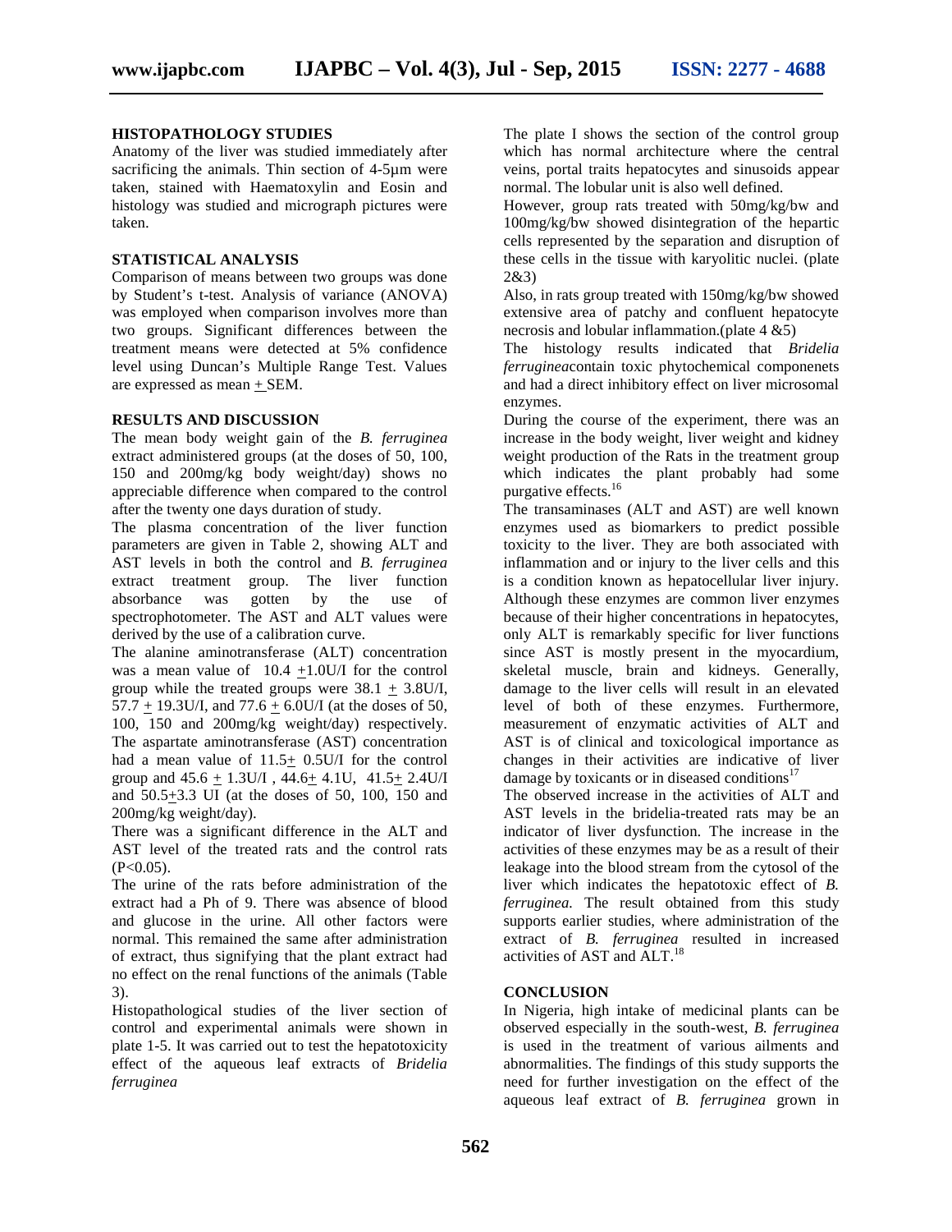### HISTOPATHOLOGY STUDIES

Anatomy of the liver was studied immediately after sacrificing the animals. Thin section of 4-5µm were taken, stained with Haematoxylin and Eosin and histology was studied and micrograph pictures were taken.

### STATISTICAL ANALYSIS

Comparison of means between two groups was done by Student's t-test. Analysis of variance (ANOVA) was employed when comparison involves more than two groups. Significant differences between the treatment means were detected at 5% confidence level using Duncan's Multiple Range Test. Values are expressed as mean ± SEM.

### RESULTS AND DISCUSSION

The mean body weight gain of the *B. ferruginea* extract administered groups (at the doses of 50, 100, 150 and 200mg/kg body weight/day) shows no appreciable difference when compared to the control after the twenty one days duration of study.

The plasma concentration of the liver function parameters are given in Table 2, showing ALT and AST levels in both the control and *B. ferruginea* extract treatment group. The liver function absorbance was gotten by the use of spectrophotometer. The AST and ALT values were derived by the use of a calibration curve.

The alanine aminotransferase (ALT) concentration was a mean value of 10.4 ±1.0U/I for the control group while the treated groups were 38.1 ± 3.8U/I, 57.7 ± 19.3U/I, and 77.6 ± 6.0U/I (at the doses of 50, 100, 150 and 200mg/kg weight/day) respectively. The aspartate aminotransferase (AST) concentration had a mean value of 11.5± 0.5U/I for the control group and 45.6 ± 1.3U/I , 44.6± 4.1U, 41.5± 2.4U/I and 50.5±3.3 UI (at the doses of 50, 100, 150 and 200mg/kg weight/day).

There was a significant difference in the ALT and AST level of the treated rats and the control rats ($P<0.05$).

The urine of the rats before administration of the extract had a Ph of 9. There was absence of blood and glucose in the urine. All other factors were normal. This remained the same after administration of extract, thus signifying that the plant extract had no effect on the renal functions of the animals (Table 3).

Histopathological studies of the liver section of control and experimental animals were shown in plate 1-5. It was carried out to test the hepatotoxicity effect of the aqueous leaf extracts of *Bridelia ferruginea*

The plate I shows the section of the control group which has normal architecture where the central veins, portal traits hepatocytes and sinusoids appear normal. The lobular unit is also well defined.

However, group rats treated with 50mg/kg/bw and 100mg/kg/bw showed disintegration of the hepartic cells represented by the separation and disruption of these cells in the tissue with karyolitic nuclei. (plate 2&3)

Also, in rats group treated with 150mg/kg/bw showed extensive area of patchy and confluent hepatocyte necrosis and lobular inflammation.(plate 4 &5)

The histology results indicated that *Bridelia ferruginea*contain toxic phytochemical componenets and had a direct inhibitory effect on liver microsomal enzymes.

During the course of the experiment, there was an increase in the body weight, liver weight and kidney weight production of the Rats in the treatment group which indicates the plant probably had some purgative effects.[16]

The transaminases (ALT and AST) are well known enzymes used as biomarkers to predict possible toxicity to the liver. They are both associated with inflammation and or injury to the liver cells and this is a condition known as hepatocellular liver injury. Although these enzymes are common liver enzymes because of their higher concentrations in hepatocytes, only ALT is remarkably specific for liver functions since AST is mostly present in the myocardium, skeletal muscle, brain and kidneys. Generally, damage to the liver cells will result in an elevated level of both of these enzymes. Furthermore, measurement of enzymatic activities of ALT and AST is of clinical and toxicological importance as changes in their activities are indicative of liver damage by toxicants or in diseased conditions[17]

The observed increase in the activities of ALT and AST levels in the bridelia-treated rats may be an indicator of liver dysfunction. The increase in the activities of these enzymes may be as a result of their leakage into the blood stream from the cytosol of the liver which indicates the hepatotoxic effect of *B. ferruginea.* The result obtained from this study supports earlier studies, where administration of the extract of *B. ferruginea* resulted in increased activities of AST and ALT.[18]

### CONCLUSION

In Nigeria, high intake of medicinal plants can be observed especially in the south-west, *B. ferruginea* is used in the treatment of various ailments and abnormalities. The findings of this study supports the need for further investigation on the effect of the aqueous leaf extract of *B. ferruginea* grown in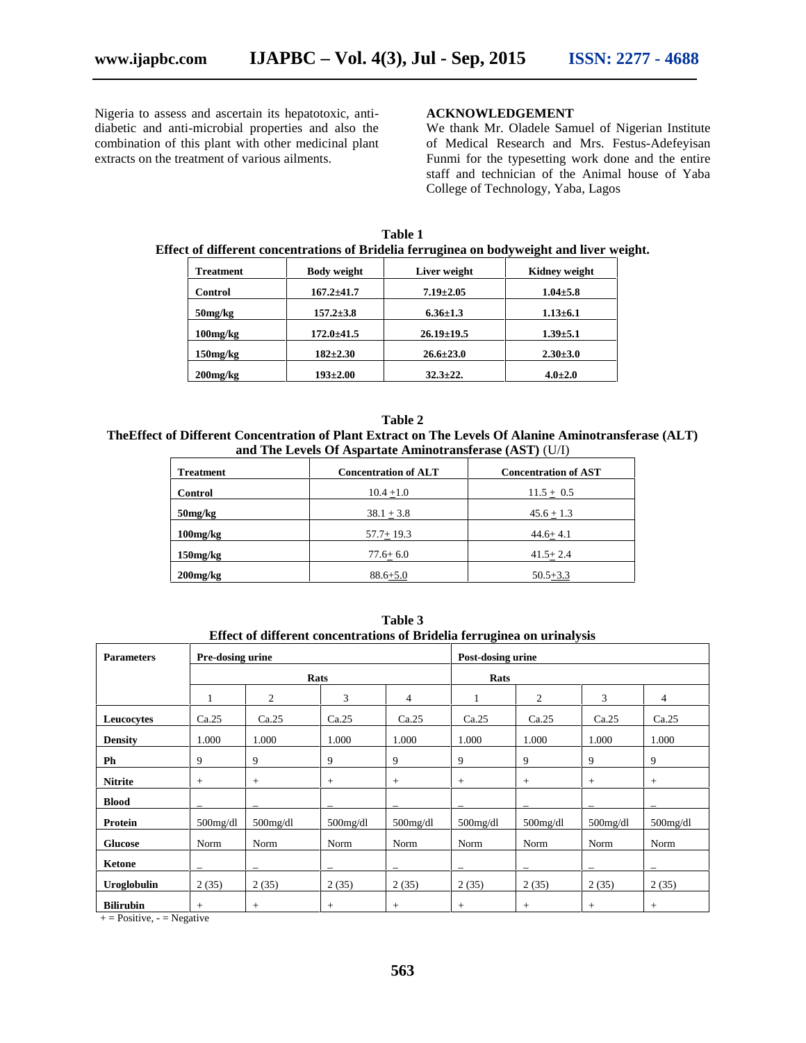Nigeria to assess and ascertain its hepatotoxic, anti-diabetic and anti-microbial properties and also the combination of this plant with other medicinal plant extracts on the treatment of various ailments.

## ACKNOWLEDGEMENT

We thank Mr. Oladele Samuel of Nigerian Institute of Medical Research and Mrs. Festus-Adefeyisan Funmi for the typesetting work done and the entire staff and technician of the Animal house of Yaba College of Technology, Yaba, Lagos

**Table 1**
**Effect of different concentrations of Bridelia ferruginea on bodyweight and liver weight.**

| Treatment | Body weight | Liver weight | Kidney weight |
|---|---|---|---|
| Control | 167.2±41.7 | 7.19±2.05 | 1.04±5.8 |
| 50mg/kg | 157.2±3.8 | 6.36±1.3 | 1.13±6.1 |
| 100mg/kg | 172.0±41.5 | 26.19±19.5 | 1.39±5.1 |
| 150mg/kg | 182±2.30 | 26.6±23.0 | 2.30±3.0 |
| 200mg/kg | 193±2.00 | 32.3±22. | 4.0±2.0 |

**Table 2**
**TheEffect of Different Concentration of Plant Extract on The Levels Of Alanine Aminotransferase (ALT) and The Levels Of Aspartate Aminotransferase (AST)** (U/I)

| Treatment | Concentration of ALT | Concentration of AST |
|---|---|---|
| Control | 10.4 ±1.0 | 11.5 ± 0.5 |
| 50mg/kg | 38.1 ± 3.8 | 45.6 ± 1.3 |
| 100mg/kg | 57.7± 19.3 | 44.6± 4.1 |
| 150mg/kg | 77.6± 6.0 | 41.5± 2.4 |
| 200mg/kg | 88.6±5.0 | 50.5±3.3 |

**Table 3**
**Effect of different concentrations of Bridelia ferruginea on urinalysis**

| Parameters | Pre-dosing urine | | | | Post-dosing urine | | | |
|---|---|---|---|---|---|---|---|---|
| | Rats | | | | Rats | | | |
| | 1 | 2 | 3 | 4 | 1 | 2 | 3 | 4 |
| Leucocytes | Ca.25 | Ca.25 | Ca.25 | Ca.25 | Ca.25 | Ca.25 | Ca.25 | Ca.25 |
| Density | 1.000 | 1.000 | 1.000 | 1.000 | 1.000 | 1.000 | 1.000 | 1.000 |
| Ph | 9 | 9 | 9 | 9 | 9 | 9 | 9 | 9 |
| Nitrite | + | + | + | + | + | + | + | + |
| Blood | – | – | – | – | – | – | – | – |
| Protein | 500mg/dl | 500mg/dl | 500mg/dl | 500mg/dl | 500mg/dl | 500mg/dl | 500mg/dl | 500mg/dl |
| Glucose | Norm | Norm | Norm | Norm | Norm | Norm | Norm | Norm |
| Ketone | – | – | – | – | – | – | – | – |
| Uroglobulin | 2 (35) | 2 (35) | 2 (35) | 2 (35) | 2 (35) | 2 (35) | 2 (35) | 2 (35) |
| Bilirubin | + | + | + | + | + | + | + | + |

+ = Positive, - = Negative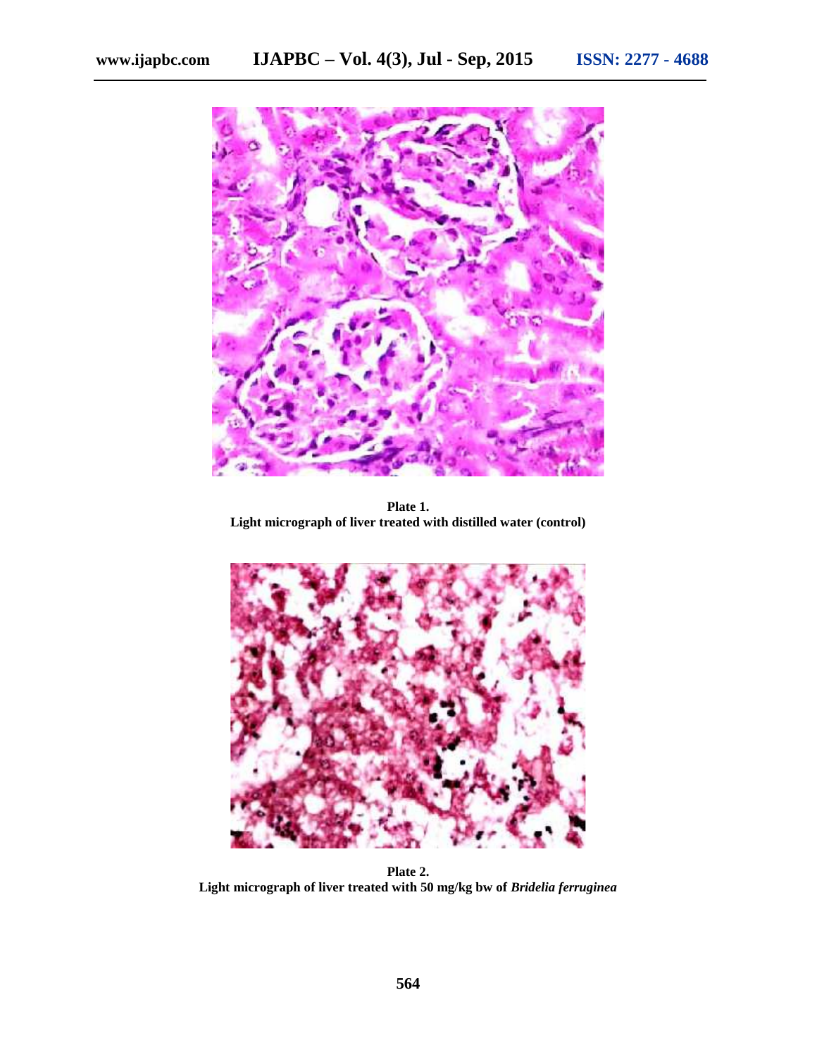Plate 1.
Light micrograph of liver treated with distilled water (control)

Plate 2.
Light micrograph of liver treated with 50 mg/kg bw of *Bridelia ferruginea*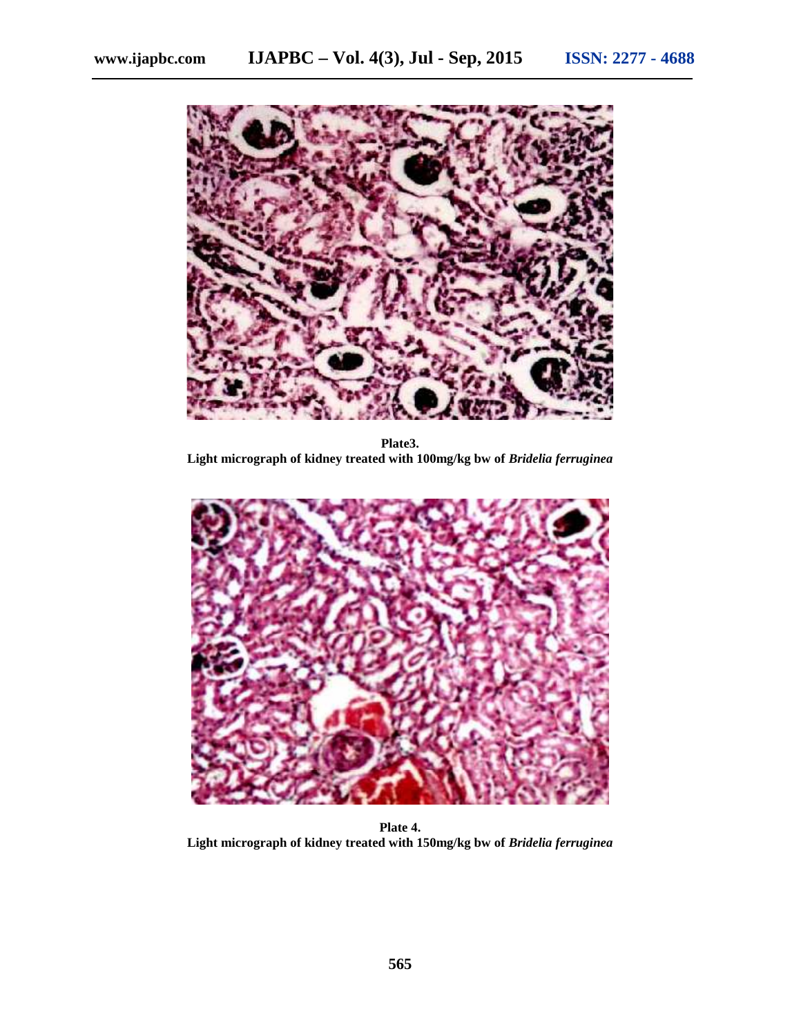**Plate3.**
**Light micrograph of kidney treated with 100mg/kg bw of *Bridelia ferruginea***

**Plate 4.**
**Light micrograph of kidney treated with 150mg/kg bw of *Bridelia ferruginea***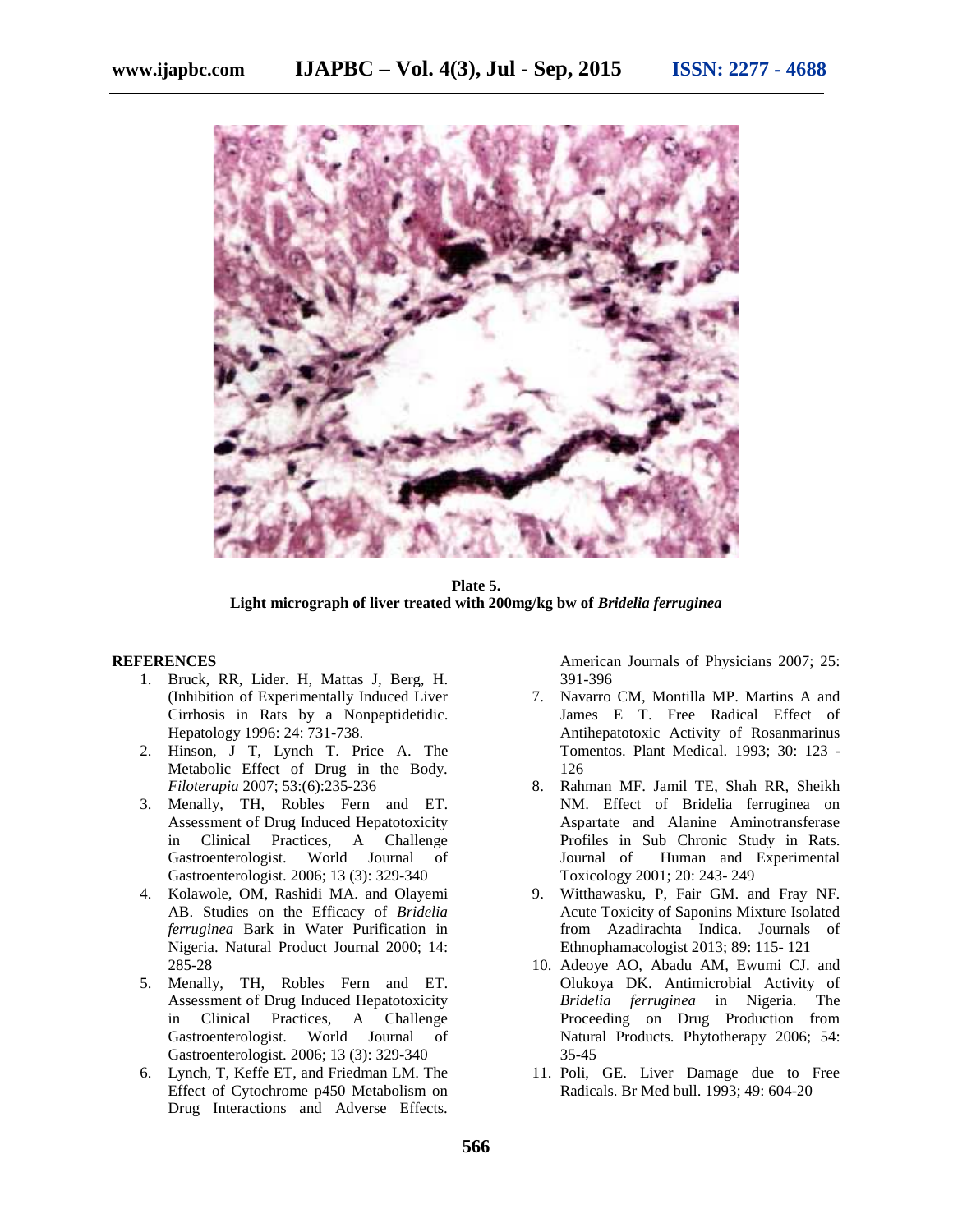**Plate 5.**
**Light micrograph of liver treated with 200mg/kg bw of *Bridelia ferruginea***

## REFERENCES

1. Bruck, RR, Lider. H, Mattas J, Berg, H. (Inhibition of Experimentally Induced Liver Cirrhosis in Rats by a Nonpeptidetidic. Hepatology 1996: 24: 731-738.
2. Hinson, J T, Lynch T. Price A. The Metabolic Effect of Drug in the Body. *Filoterapia* 2007; 53:(6):235-236
3. Menally, TH, Robles Fern and ET. Assessment of Drug Induced Hepatotoxicity in Clinical Practices, A Challenge Gastroenterologist. World Journal of Gastroenterologist. 2006; 13 (3): 329-340
4. Kolawole, OM, Rashidi MA. and Olayemi AB. Studies on the Efficacy of *Bridelia ferruginea* Bark in Water Purification in Nigeria. Natural Product Journal 2000; 14: 285-28
5. Menally, TH, Robles Fern and ET. Assessment of Drug Induced Hepatotoxicity in Clinical Practices, A Challenge Gastroenterologist. World Journal of Gastroenterologist. 2006; 13 (3): 329-340
6. Lynch, T, Keffe ET, and Friedman LM. The Effect of Cytochrome p450 Metabolism on Drug Interactions and Adverse Effects. American Journals of Physicians 2007; 25: 391-396
7. Navarro CM, Montilla MP. Martins A and James E T. Free Radical Effect of Antihepatotoxic Activity of Rosanmarinus Tomentos. Plant Medical. 1993; 30: 123 - 126
8. Rahman MF. Jamil TE, Shah RR, Sheikh NM. Effect of Bridelia ferruginea on Aspartate and Alanine Aminotransferase Profiles in Sub Chronic Study in Rats. Journal of Human and Experimental Toxicology 2001; 20: 243- 249
9. Witthawasku, P, Fair GM. and Fray NF. Acute Toxicity of Saponins Mixture Isolated from Azadirachta Indica. Journals of Ethnophamacologist 2013; 89: 115- 121
10. Adeoye AO, Abadu AM, Ewumi CJ. and Olukoya DK. Antimicrobial Activity of *Bridelia ferruginea* in Nigeria. The Proceeding on Drug Production from Natural Products. Phytotherapy 2006; 54: 35-45
11. Poli, GE. Liver Damage due to Free Radicals. Br Med bull. 1993; 49: 604-20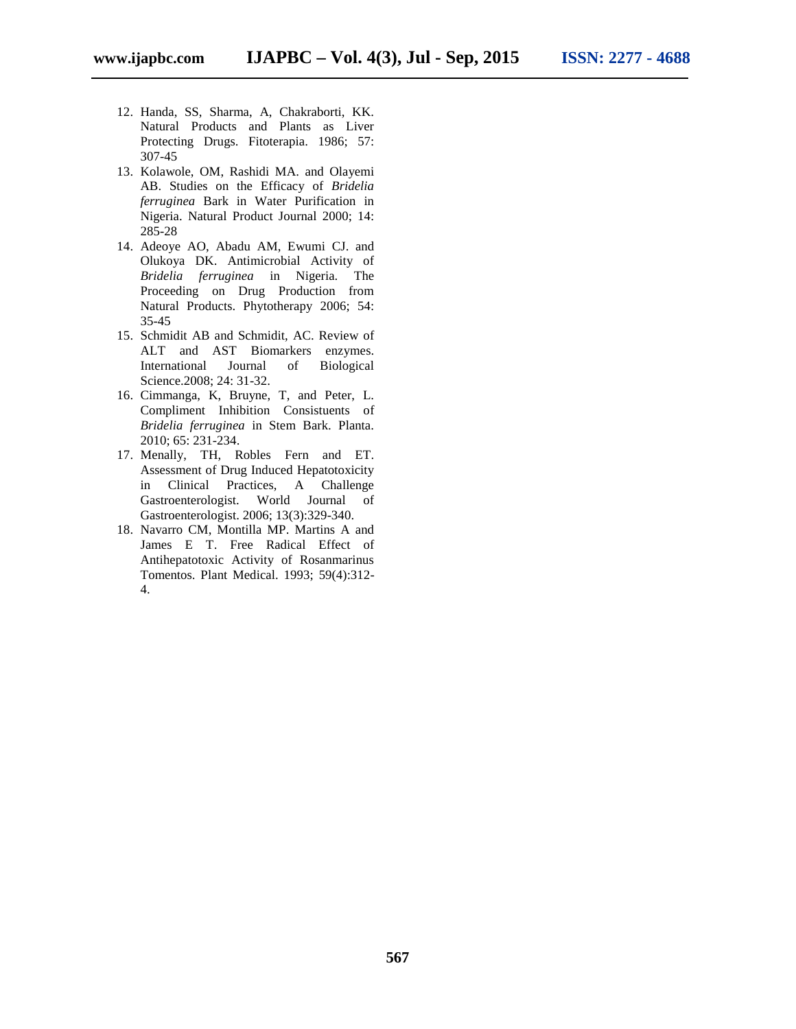12. Handa, SS, Sharma, A, Chakraborti, KK. Natural Products and Plants as Liver Protecting Drugs. Fitoterapia. 1986; 57: 307-45
13. Kolawole, OM, Rashidi MA. and Olayemi AB. Studies on the Efficacy of *Bridelia ferruginea* Bark in Water Purification in Nigeria. Natural Product Journal 2000; 14: 285-28
14. Adeoye AO, Abadu AM, Ewumi CJ. and Olukoya DK. Antimicrobial Activity of *Bridelia ferruginea* in Nigeria. The Proceeding on Drug Production from Natural Products. Phytotherapy 2006; 54: 35-45
15. Schmidit AB and Schmidit, AC. Review of ALT and AST Biomarkers enzymes. International Journal of Biological Science.2008; 24: 31-32.
16. Cimmanga, K, Bruyne, T, and Peter, L. Compliment Inhibition Consistuents of *Bridelia ferruginea* in Stem Bark. Planta. 2010; 65: 231-234.
17. Menally, TH, Robles Fern and ET. Assessment of Drug Induced Hepatotoxicity in Clinical Practices, A Challenge Gastroenterologist. World Journal of Gastroenterologist. 2006; 13(3):329-340.
18. Navarro CM, Montilla MP. Martins A and James E T. Free Radical Effect of Antihepatotoxic Activity of Rosanmarinus Tomentos. Plant Medical. 1993; 59(4):312-4.